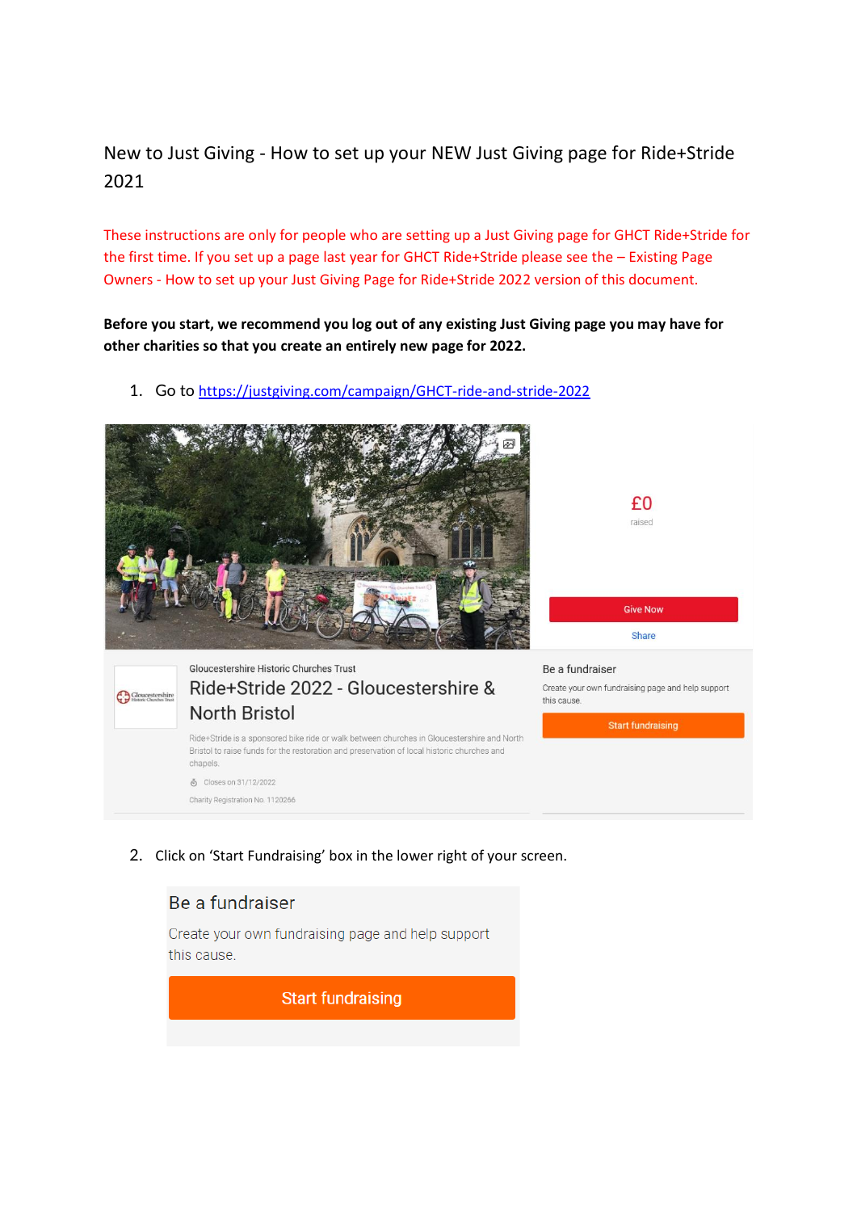# New to Just Giving - How to set up your NEW Just Giving page for Ride+Stride 2021

These instructions are only for people who are setting up a Just Giving page for GHCT Ride+Stride for the first time. If you set up a page last year for GHCT Ride+Stride please see the – Existing Page Owners - How to set up your Just Giving Page for Ride+Stride 2022 version of this document.

**Before you start, we recommend you log out of any existing Just Giving page you may have for other charities so that you create an entirely new page for 2022.**

1. Go to https://justgiving.com/campaign/GHCT-ride-and-stride-2022

£0
raised

Give Now

Share

Gloucestershire Historic Churches Trust

Ride+Stride 2022 - Gloucestershire & North Bristol

Ride+Stride is a sponsored bike ride or walk between churches in Gloucestershire and North Bristol to raise funds for the restoration and preservation of local historic churches and chapels.

Closes on 31/12/2022

Charity Registration No. 1120266

Be a fundraiser

Create your own fundraising page and help support this cause.

Start fundraising

2. Click on 'Start Fundraising' box in the lower right of your screen.

Be a fundraiser

Create your own fundraising page and help support this cause.

Start fundraising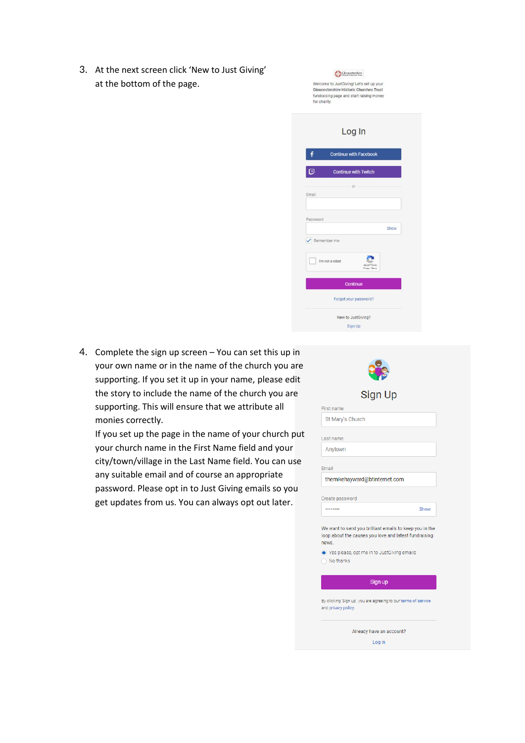3. At the next screen click 'New to Just Giving' at the bottom of the page.

Welcome to JustGiving! Let's set up your Gloucestershire Historic Churches Trust fundraising page and start raising money for charity.

Log In

Continue with Facebook

Continue with Twitch

or

Email

Password

Show

Remember me

I'm not a robot

Continue

Forgot your password?

New to JustGiving?

Sign Up

4. Complete the sign up screen – You can set this up in your own name or in the name of the church you are supporting. If you set it up in your name, please edit the story to include the name of the church you are supporting. This will ensure that we attribute all monies correctly.

   If you set up the page in the name of your church put your church name in the First Name field and your city/town/village in the Last Name field. You can use any suitable email and of course an appropriate password. Please opt in to Just Giving emails so you get updates from us. You can always opt out later.

Sign Up

First name

St Mary's Church

Last name

Anytown

Email

themikehayward@btinternet.com

Create password

Show

We want to send you brilliant emails to keep you in the loop about the causes you love and latest fundraising news.

Yes please, opt me in to JustGiving emails

No thanks

Sign up

By clicking 'Sign up', you are agreeing to our terms of service and privacy policy.

Already have an account?

Log in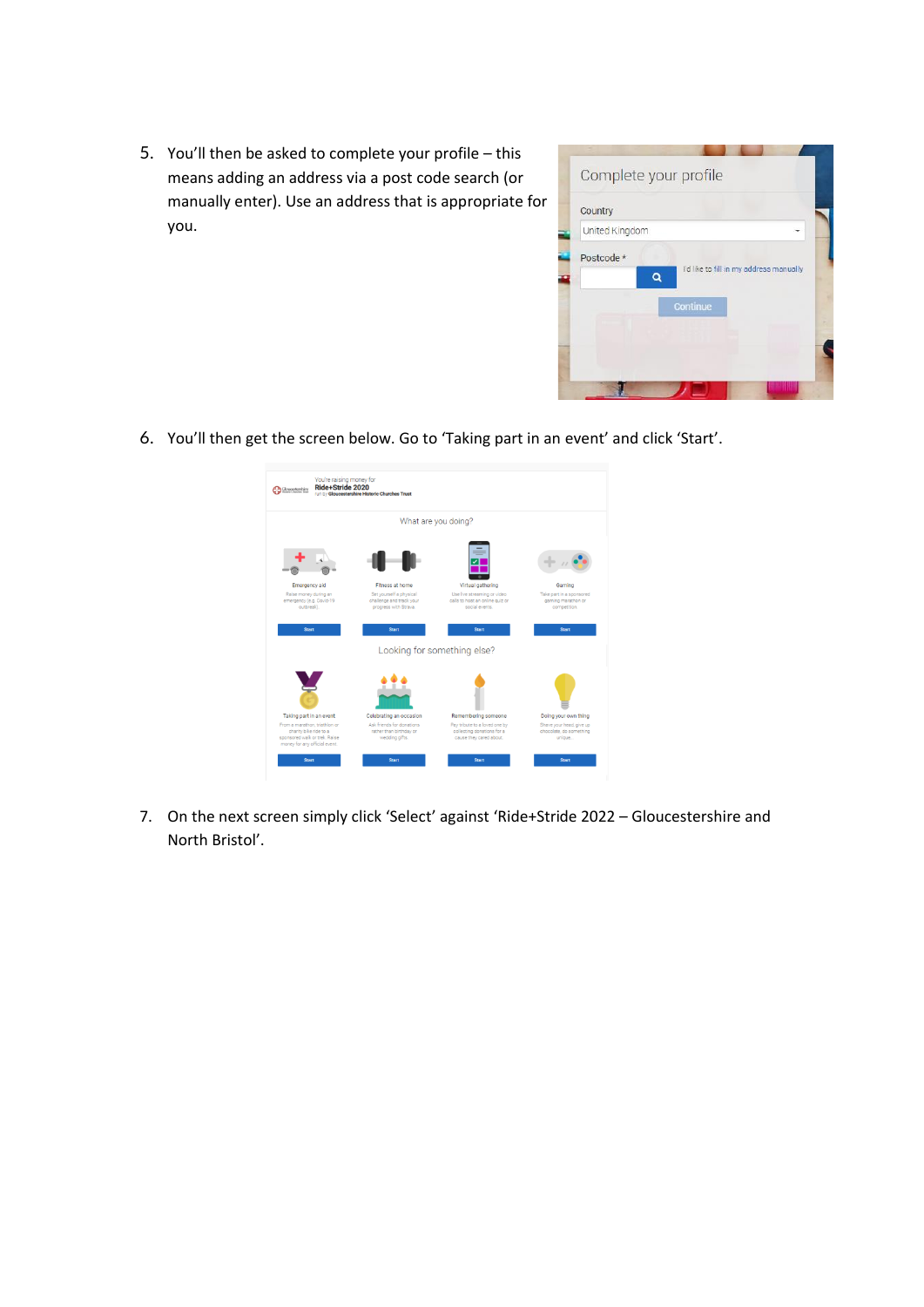5. You'll then be asked to complete your profile – this means adding an address via a post code search (or manually enter). Use an address that is appropriate for you.

6. You'll then get the screen below. Go to 'Taking part in an event' and click 'Start'.

7. On the next screen simply click 'Select' against 'Ride+Stride 2022 – Gloucestershire and North Bristol'.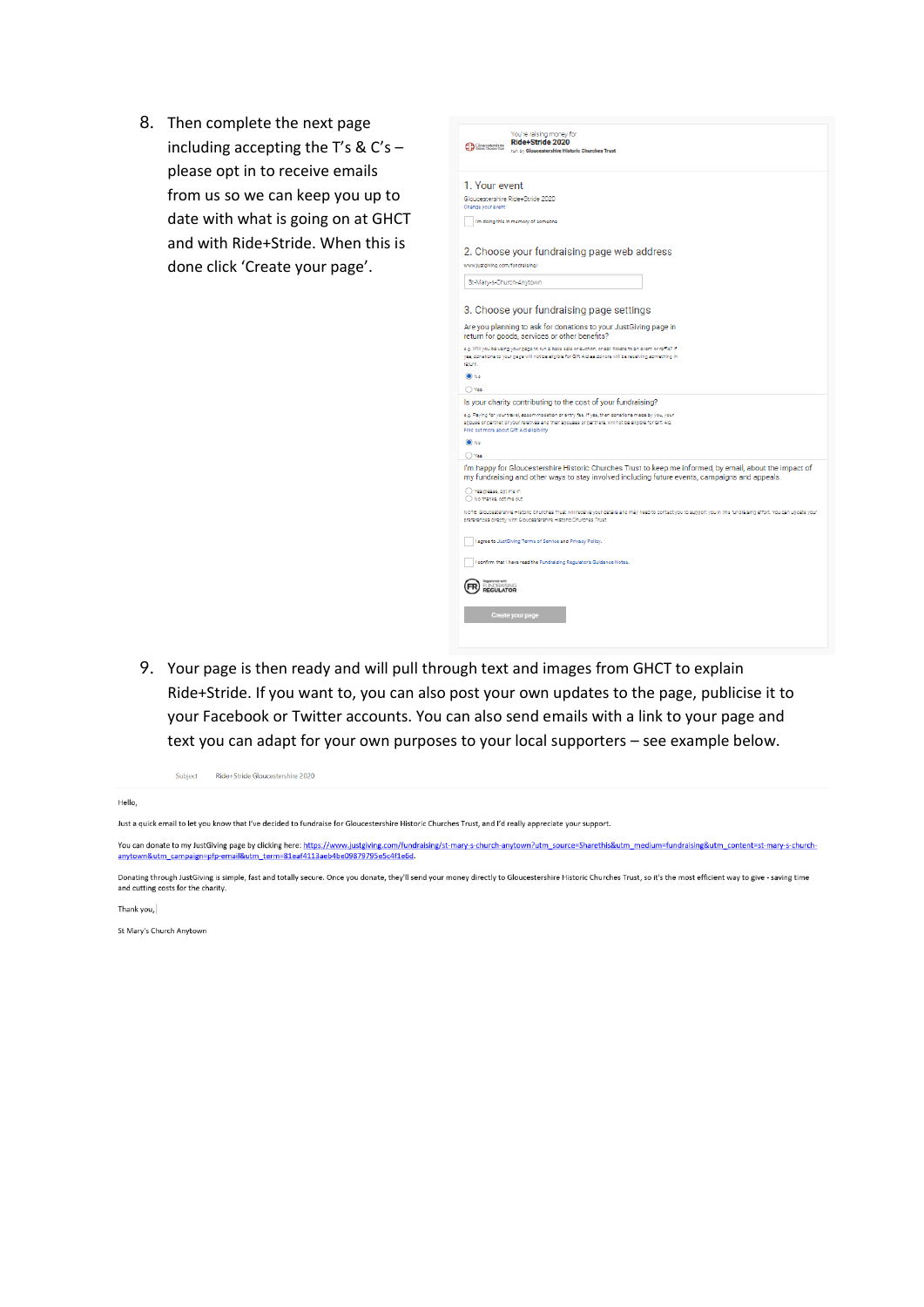8. Then complete the next page including accepting the T's & C's – please opt in to receive emails from us so we can keep you up to date with what is going on at GHCT and with Ride+Stride. When this is done click 'Create your page'.

You're raising money for
**Ride+Stride 2020**
run by **Gloucestershire Historic Churches Trust**

1. Your event

Gloucestershire Ride+Stride 2020
Change your event

I'm doing this in memory of someone

2. Choose your fundraising page web address

www.justgiving.com/fundraising/

St-Mary-s-Church-Anytown

3. Choose your fundraising page settings

Are you planning to ask for donations to your JustGiving page in return for goods, services or other benefits?

e.g. Will you be using your page to run a bake sale or auction, or sell tickets to an event or raffle? If yes, donations to your page will not be eligible for Gift Aid as donors will be receiving something in return.

- No
- Yes

Is your charity contributing to the cost of your fundraising?

e.g. Paying for your travel, accommodation or entry fee. If yes, then donations made by you, your spouse or partner or your relatives and their spouses or partners, will not be eligible for Gift Aid.
Find out more about Gift Aid eligibility

- No
- Yes

I'm happy for Gloucestershire Historic Churches Trust to keep me informed, by email, about the impact of my fundraising and other ways to stay involved including future events, campaigns and appeals.

- Yes please, opt me in
- No thanks, opt me out

Note: Gloucestershire Historic Churches Trust will receive your details and may need to contact you to support you in this fundraising effort. You can update your preferences directly with Gloucestershire Historic Churches Trust.

I agree to JustGiving Terms of Service and Privacy Policy.

I confirm that I have read the Fundraising Regulator's Guidance Notes.

Create your page

9. Your page is then ready and will pull through text and images from GHCT to explain Ride+Stride. If you want to, you can also post your own updates to the page, publicise it to your Facebook or Twitter accounts. You can also send emails with a link to your page and text you can adapt for your own purposes to your local supporters – see example below.

Subject   Ride+Stride Gloucestershire 2020

Hello,

Just a quick email to let you know that I've decided to fundraise for Gloucestershire Historic Churches Trust, and I'd really appreciate your support.

You can donate to my JustGiving page by clicking here: https://www.justgiving.com/fundraising/st-mary-s-church-anytown?utm_source=Sharethis&utm_medium=fundraising&utm_content=st-mary-s-church-anytown&utm_campaign=pfp-email&utm_term=81eaf4113aeb4be09879795e5c4f1e6d.

Donating through JustGiving is simple, fast and totally secure. Once you donate, they'll send your money directly to Gloucestershire Historic Churches Trust, so it's the most efficient way to give - saving time and cutting costs for the charity.

Thank you,

St Mary's Church Anytown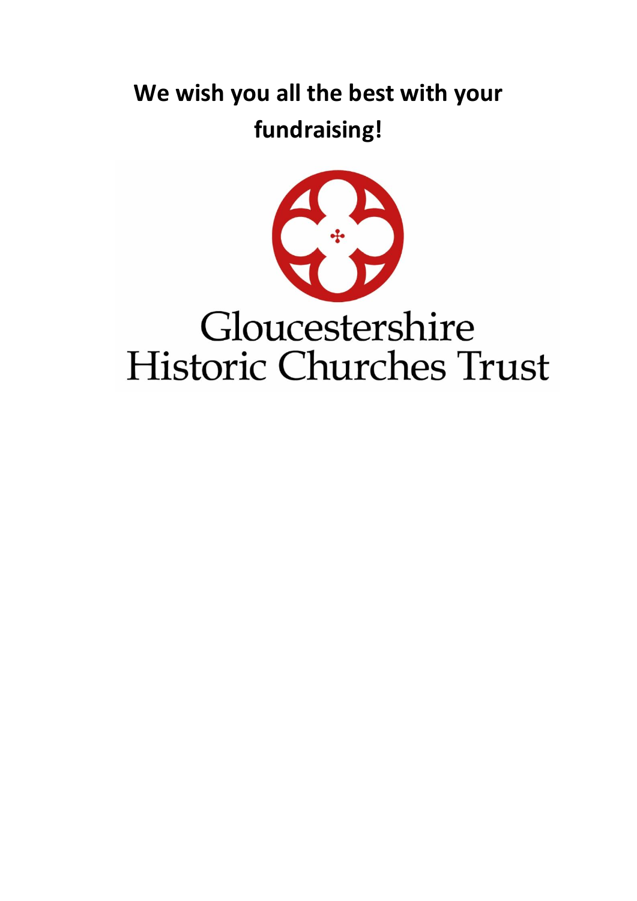**We wish you all the best with your fundraising!**

Gloucestershire
Historic Churches Trust